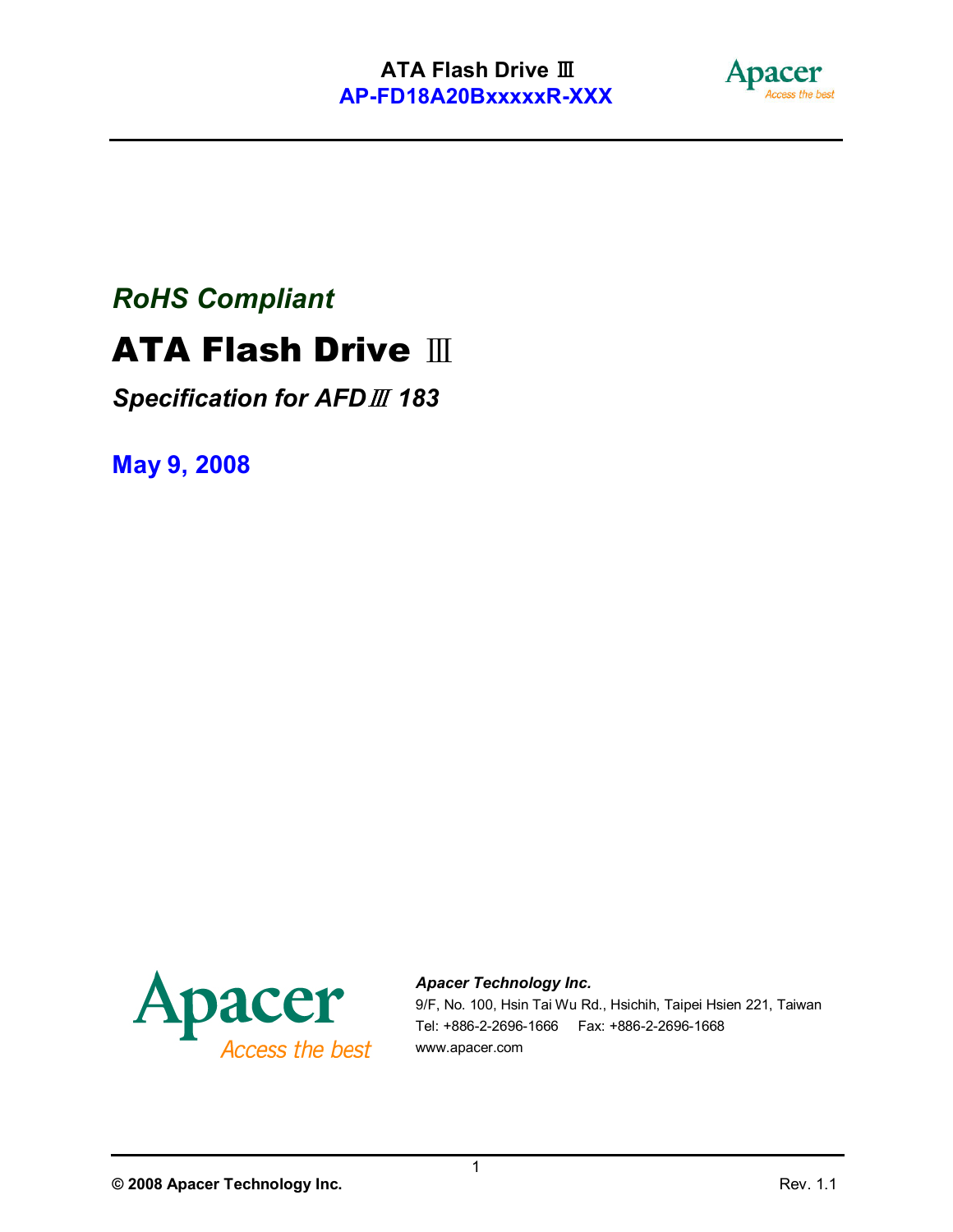*RoHS Compliant*

# ATA Flash Drive Ⅲ

***Specification for AFDⅢ 183***

**May 9, 2008**

***Apacer Technology Inc.***

9/F, No. 100, Hsin Tai Wu Rd., Hsichih, Taipei Hsien 221, Taiwan

Tel: +886-2-2696-1666 Fax: +886-2-2696-1668

www.apacer.com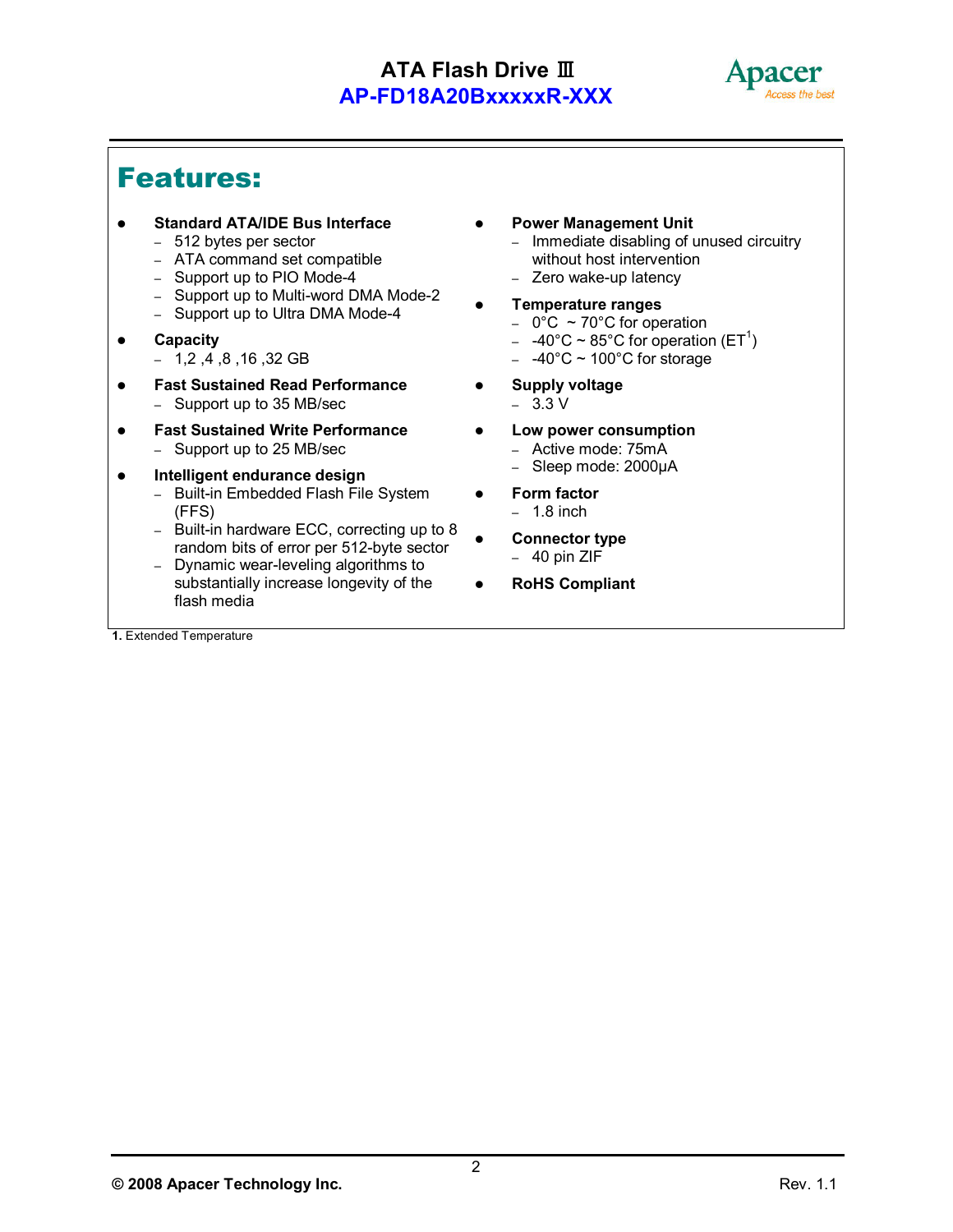# Features:

- **Standard ATA/IDE Bus Interface**
  - 512 bytes per sector
  - ATA command set compatible
  - Support up to PIO Mode-4
  - Support up to Multi-word DMA Mode-2
  - Support up to Ultra DMA Mode-4
- **Capacity**
  - 1,2 ,4 ,8 ,16 ,32 GB
- **Fast Sustained Read Performance**
  - Support up to 35 MB/sec
- **Fast Sustained Write Performance**
  - Support up to 25 MB/sec
- **Intelligent endurance design**
  - Built-in Embedded Flash File System (FFS)
  - Built-in hardware ECC, correcting up to 8 random bits of error per 512-byte sector
  - Dynamic wear-leveling algorithms to substantially increase longevity of the flash media
- **Power Management Unit**
  - Immediate disabling of unused circuitry without host intervention
  - Zero wake-up latency
- **Temperature ranges**
  - 0°C ~ 70°C for operation
  - -40°C ~ 85°C for operation (ET[1])
  - -40°C ~ 100°C for storage
- **Supply voltage**
  - 3.3 V
- **Low power consumption**
  - Active mode: 75mA
  - Sleep mode: 2000μA
- **Form factor**
  - 1.8 inch
- **Connector type**
  - 40 pin ZIF
- **RoHS Compliant**

**1.** Extended Temperature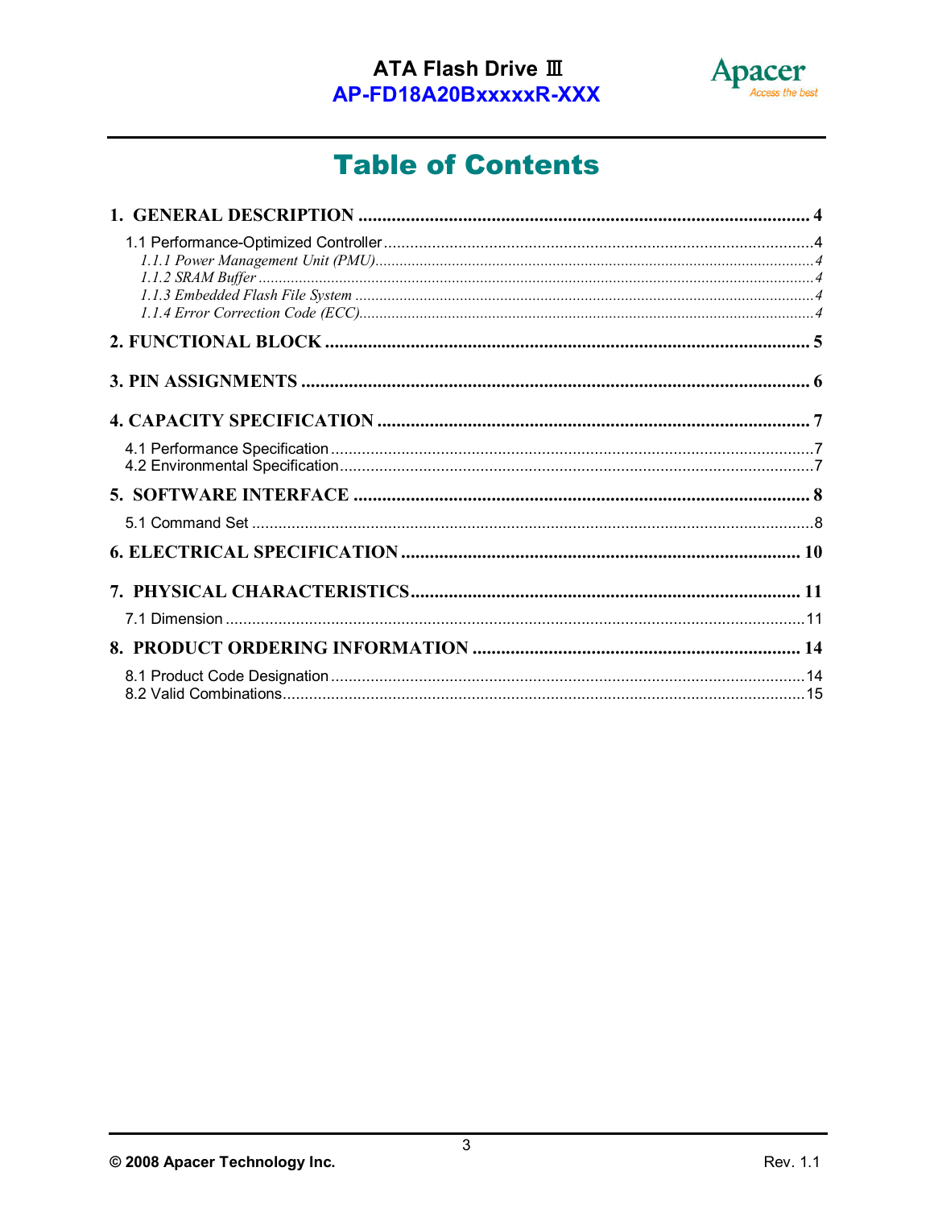# Table of Contents

**1. GENERAL DESCRIPTION .......... 4**

1.1 Performance-Optimized Controller .......... 4

*1.1.1 Power Management Unit (PMU) .......... 4*

*1.1.2 SRAM Buffer .......... 4*

*1.1.3 Embedded Flash File System .......... 4*

*1.1.4 Error Correction Code (ECC) .......... 4*

**2. FUNCTIONAL BLOCK .......... 5**

**3. PIN ASSIGNMENTS .......... 6**

**4. CAPACITY SPECIFICATION .......... 7**

4.1 Performance Specification .......... 7

4.2 Environmental Specification .......... 7

**5. SOFTWARE INTERFACE .......... 8**

5.1 Command Set .......... 8

**6. ELECTRICAL SPECIFICATION .......... 10**

**7. PHYSICAL CHARACTERISTICS .......... 11**

7.1 Dimension .......... 11

**8. PRODUCT ORDERING INFORMATION .......... 14**

8.1 Product Code Designation .......... 14

8.2 Valid Combinations .......... 15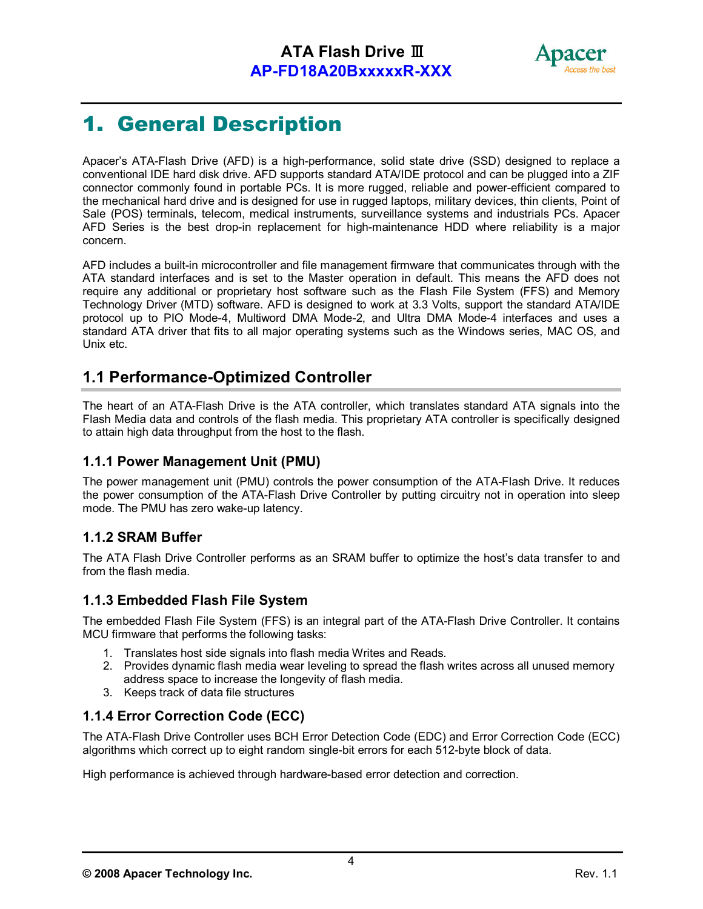# 1. General Description

Apacer's ATA-Flash Drive (AFD) is a high-performance, solid state drive (SSD) designed to replace a conventional IDE hard disk drive. AFD supports standard ATA/IDE protocol and can be plugged into a ZIF connector commonly found in portable PCs. It is more rugged, reliable and power-efficient compared to the mechanical hard drive and is designed for use in rugged laptops, military devices, thin clients, Point of Sale (POS) terminals, telecom, medical instruments, surveillance systems and industrials PCs. Apacer AFD Series is the best drop-in replacement for high-maintenance HDD where reliability is a major concern.

AFD includes a built-in microcontroller and file management firmware that communicates through with the ATA standard interfaces and is set to the Master operation in default. This means the AFD does not require any additional or proprietary host software such as the Flash File System (FFS) and Memory Technology Driver (MTD) software. AFD is designed to work at 3.3 Volts, support the standard ATA/IDE protocol up to PIO Mode-4, Multiword DMA Mode-2, and Ultra DMA Mode-4 interfaces and uses a standard ATA driver that fits to all major operating systems such as the Windows series, MAC OS, and Unix etc.

## 1.1 Performance-Optimized Controller

The heart of an ATA-Flash Drive is the ATA controller, which translates standard ATA signals into the Flash Media data and controls of the flash media. This proprietary ATA controller is specifically designed to attain high data throughput from the host to the flash.

### 1.1.1 Power Management Unit (PMU)

The power management unit (PMU) controls the power consumption of the ATA-Flash Drive. It reduces the power consumption of the ATA-Flash Drive Controller by putting circuitry not in operation into sleep mode. The PMU has zero wake-up latency.

### 1.1.2 SRAM Buffer

The ATA Flash Drive Controller performs as an SRAM buffer to optimize the host's data transfer to and from the flash media.

### 1.1.3 Embedded Flash File System

The embedded Flash File System (FFS) is an integral part of the ATA-Flash Drive Controller. It contains MCU firmware that performs the following tasks:

1. Translates host side signals into flash media Writes and Reads.
2. Provides dynamic flash media wear leveling to spread the flash writes across all unused memory address space to increase the longevity of flash media.
3. Keeps track of data file structures

### 1.1.4 Error Correction Code (ECC)

The ATA-Flash Drive Controller uses BCH Error Detection Code (EDC) and Error Correction Code (ECC) algorithms which correct up to eight random single-bit errors for each 512-byte block of data.

High performance is achieved through hardware-based error detection and correction.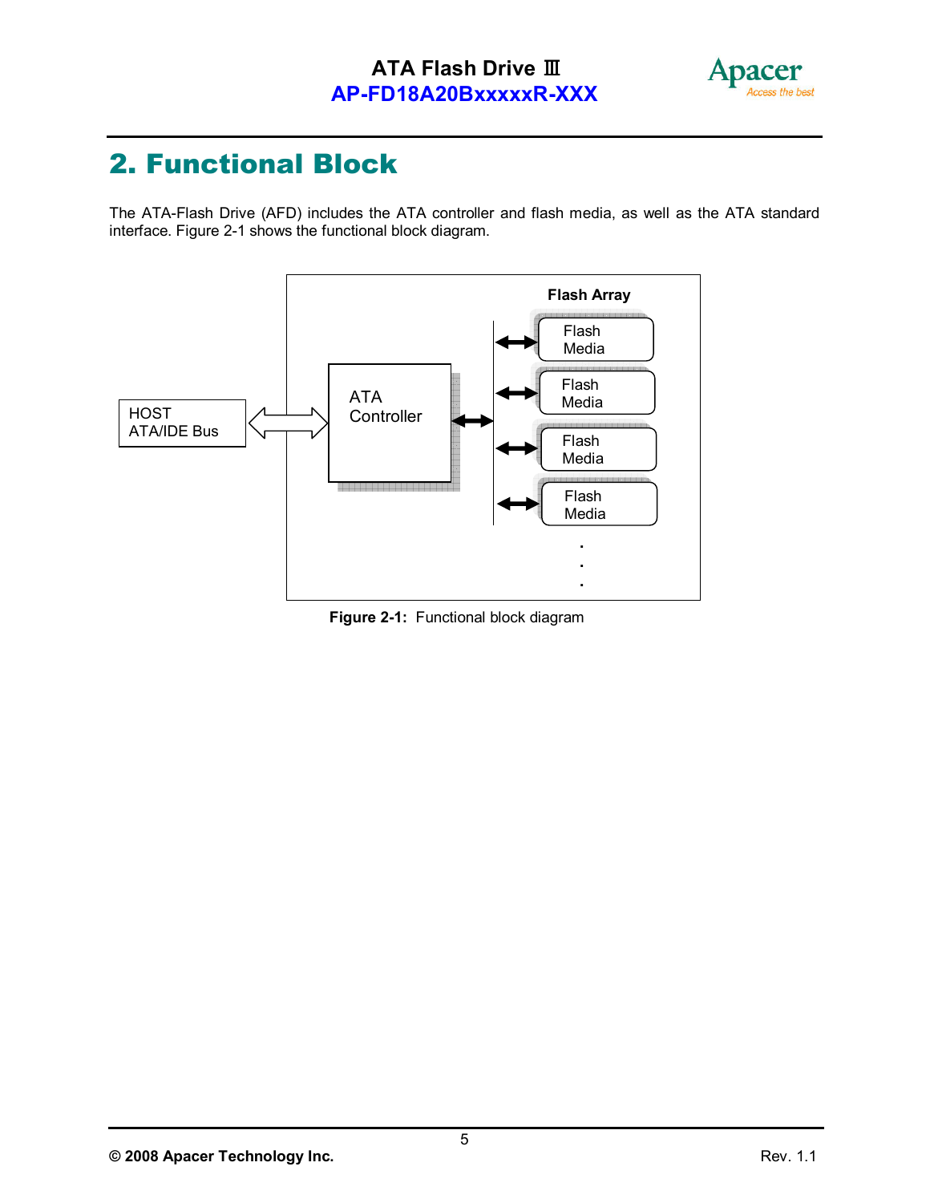# 2. Functional Block

The ATA-Flash Drive (AFD) includes the ATA controller and flash media, as well as the ATA standard interface. Figure 2-1 shows the functional block diagram.

**Figure 2-1:** Functional block diagram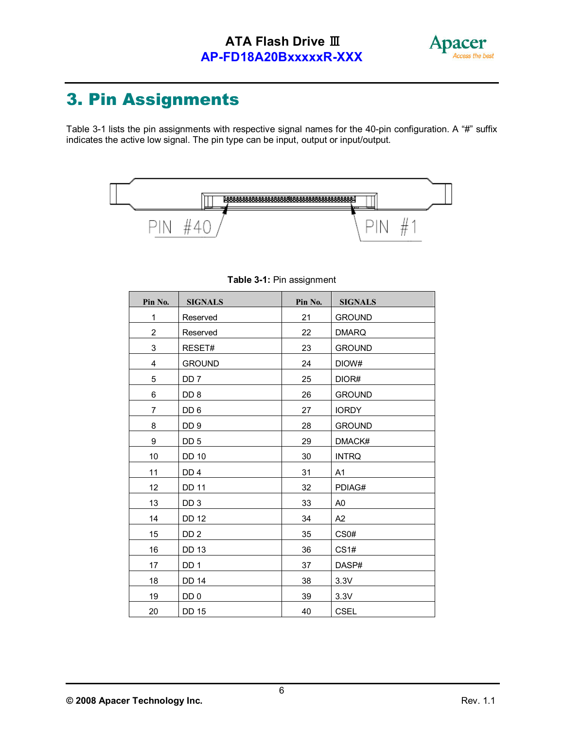# 3. Pin Assignments

Table 3-1 lists the pin assignments with respective signal names for the 40-pin configuration. A "#" suffix indicates the active low signal. The pin type can be input, output or input/output.

PIN #40 PIN #1

**Table 3-1:** Pin assignment

| Pin No. | SIGNALS | Pin No. | SIGNALS |
|---|---|---|---|
| 1 | Reserved | 21 | GROUND |
| 2 | Reserved | 22 | DMARQ |
| 3 | RESET# | 23 | GROUND |
| 4 | GROUND | 24 | DIOW# |
| 5 | DD 7 | 25 | DIOR# |
| 6 | DD 8 | 26 | GROUND |
| 7 | DD 6 | 27 | IORDY |
| 8 | DD 9 | 28 | GROUND |
| 9 | DD 5 | 29 | DMACK# |
| 10 | DD 10 | 30 | INTRQ |
| 11 | DD 4 | 31 | A1 |
| 12 | DD 11 | 32 | PDIAG# |
| 13 | DD 3 | 33 | A0 |
| 14 | DD 12 | 34 | A2 |
| 15 | DD 2 | 35 | CS0# |
| 16 | DD 13 | 36 | CS1# |
| 17 | DD 1 | 37 | DASP# |
| 18 | DD 14 | 38 | 3.3V |
| 19 | DD 0 | 39 | 3.3V |
| 20 | DD 15 | 40 | CSEL |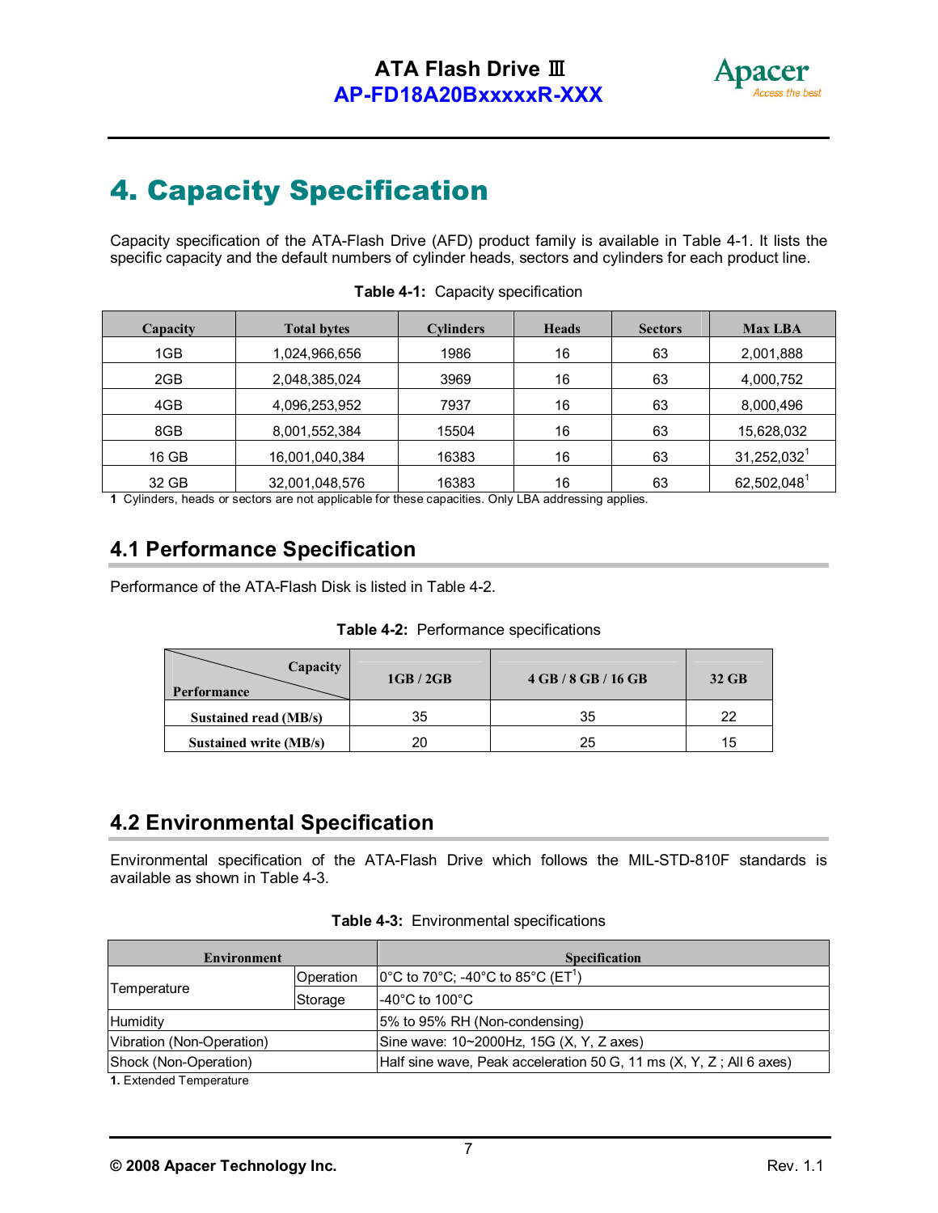# 4. Capacity Specification

Capacity specification of the ATA-Flash Drive (AFD) product family is available in Table 4-1. It lists the specific capacity and the default numbers of cylinder heads, sectors and cylinders for each product line.

**Table 4-1:** Capacity specification

| Capacity | Total bytes | Cylinders | Heads | Sectors | Max LBA |
|---|---|---|---|---|---|
| 1GB | 1,024,966,656 | 1986 | 16 | 63 | 2,001,888 |
| 2GB | 2,048,385,024 | 3969 | 16 | 63 | 4,000,752 |
| 4GB | 4,096,253,952 | 7937 | 16 | 63 | 8,000,496 |
| 8GB | 8,001,552,384 | 15504 | 16 | 63 | 15,628,032 |
| 16 GB | 16,001,040,384 | 16383 | 16 | 63 | 31,252,032[1] |
| 32 GB | 32,001,048,576 | 16383 | 16 | 63 | 62,502,048[1] |

1 Cylinders, heads or sectors are not applicable for these capacities. Only LBA addressing applies.

## 4.1 Performance Specification

Performance of the ATA-Flash Disk is listed in Table 4-2.

**Table 4-2:** Performance specifications

| Performance \ Capacity | 1GB / 2GB | 4 GB / 8 GB / 16 GB | 32 GB |
|---|---|---|---|
| **Sustained read (MB/s)** | 35 | 35 | 22 |
| **Sustained write (MB/s)** | 20 | 25 | 15 |

## 4.2 Environmental Specification

Environmental specification of the ATA-Flash Drive which follows the MIL-STD-810F standards is available as shown in Table 4-3.

**Table 4-3:** Environmental specifications

| Environment | | Specification |
|---|---|---|
| Temperature | Operation | 0°C to 70°C; -40°C to 85°C (ET[1]) |
| | Storage | -40°C to 100°C |
| Humidity | | 5% to 95% RH (Non-condensing) |
| Vibration (Non-Operation) | | Sine wave: 10~2000Hz, 15G (X, Y, Z axes) |
| Shock (Non-Operation) | | Half sine wave, Peak acceleration 50 G, 11 ms (X, Y, Z ; All 6 axes) |

**1.** Extended Temperature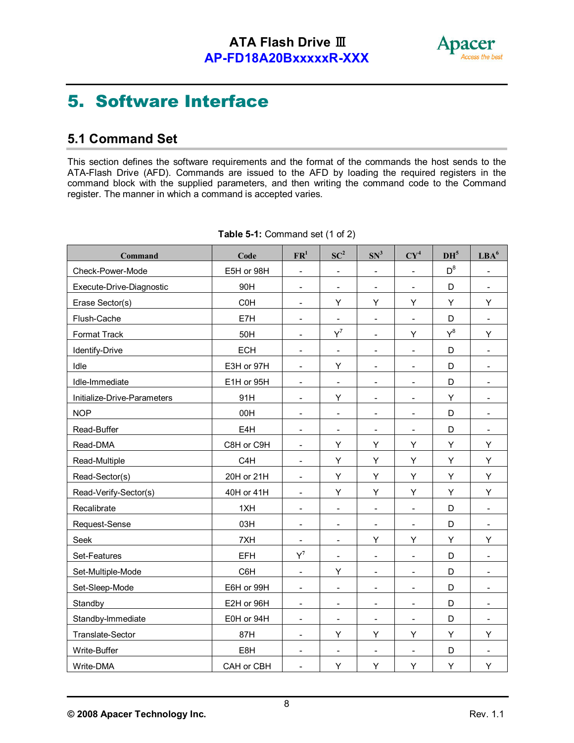# 5. Software Interface

## 5.1 Command Set

This section defines the software requirements and the format of the commands the host sends to the ATA-Flash Drive (AFD). Commands are issued to the AFD by loading the required registers in the command block with the supplied parameters, and then writing the command code to the Command register. The manner in which a command is accepted varies.

**Table 5-1:** Command set (1 of 2)

| Command | Code | FR[1] | SC[2] | SN[3] | CY[4] | DH[5] | LBA[6] |
|---|---|---|---|---|---|---|---|
| Check-Power-Mode | E5H or 98H | - | - | - | - | D[8] | - |
| Execute-Drive-Diagnostic | 90H | - | - | - | - | D | - |
| Erase Sector(s) | C0H | - | Y | Y | Y | Y | Y |
| Flush-Cache | E7H | - | - | - | - | D | - |
| Format Track | 50H | - | Y[7] | - | Y | Y[8] | Y |
| Identify-Drive | ECH | - | - | - | - | D | - |
| Idle | E3H or 97H | - | Y | - | - | D | - |
| Idle-Immediate | E1H or 95H | - | - | - | - | D | - |
| Initialize-Drive-Parameters | 91H | - | Y | - | - | Y | - |
| NOP | 00H | - | - | - | - | D | - |
| Read-Buffer | E4H | - | - | - | - | D | - |
| Read-DMA | C8H or C9H | - | Y | Y | Y | Y | Y |
| Read-Multiple | C4H | - | Y | Y | Y | Y | Y |
| Read-Sector(s) | 20H or 21H | - | Y | Y | Y | Y | Y |
| Read-Verify-Sector(s) | 40H or 41H | - | Y | Y | Y | Y | Y |
| Recalibrate | 1XH | - | - | - | - | D | - |
| Request-Sense | 03H | - | - | - | - | D | - |
| Seek | 7XH | - | - | Y | Y | Y | Y |
| Set-Features | EFH | Y[7] | - | - | - | D | - |
| Set-Multiple-Mode | C6H | - | Y | - | - | D | - |
| Set-Sleep-Mode | E6H or 99H | - | - | - | - | D | - |
| Standby | E2H or 96H | - | - | - | - | D | - |
| Standby-Immediate | E0H or 94H | - | - | - | - | D | - |
| Translate-Sector | 87H | - | Y | Y | Y | Y | Y |
| Write-Buffer | E8H | - | - | - | - | D | - |
| Write-DMA | CAH or CBH | - | Y | Y | Y | Y | Y |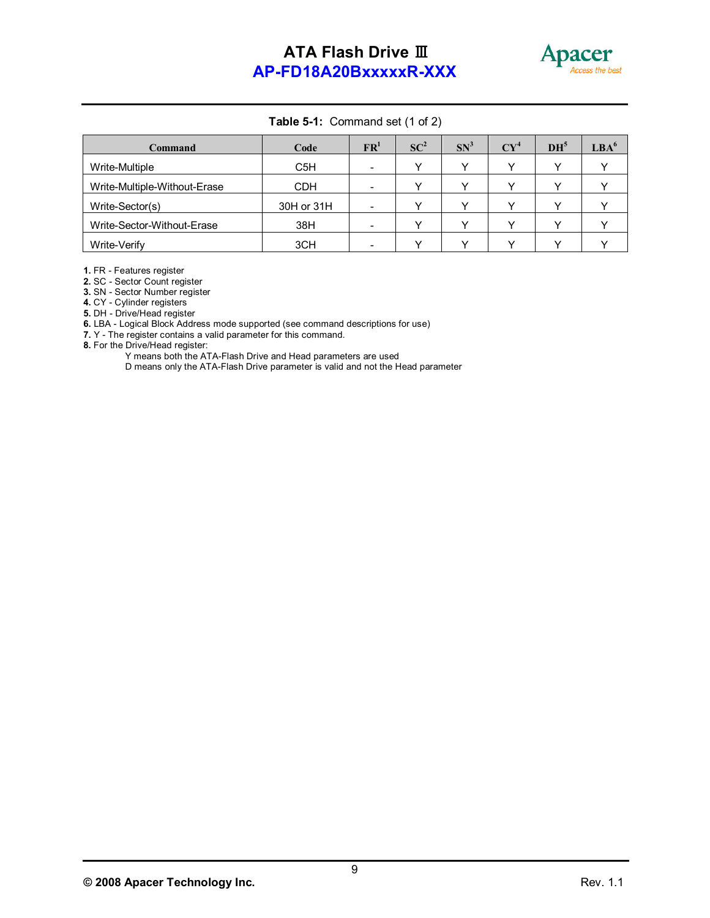**Table 5-1:** Command set (1 of 2)

| Command | Code | FR[1] | SC[2] | SN[3] | CY[4] | DH[5] | LBA[6] |
|---|---|---|---|---|---|---|---|
| Write-Multiple | C5H | - | Y | Y | Y | Y | Y |
| Write-Multiple-Without-Erase | CDH | - | Y | Y | Y | Y | Y |
| Write-Sector(s) | 30H or 31H | - | Y | Y | Y | Y | Y |
| Write-Sector-Without-Erase | 38H | - | Y | Y | Y | Y | Y |
| Write-Verify | 3CH | - | Y | Y | Y | Y | Y |

**1.** FR - Features register
**2.** SC - Sector Count register
**3.** SN - Sector Number register
**4.** CY - Cylinder registers
**5.** DH - Drive/Head register
**6.** LBA - Logical Block Address mode supported (see command descriptions for use)
**7.** Y - The register contains a valid parameter for this command.
**8.** For the Drive/Head register:

Y means both the ATA-Flash Drive and Head parameters are used
D means only the ATA-Flash Drive parameter is valid and not the Head parameter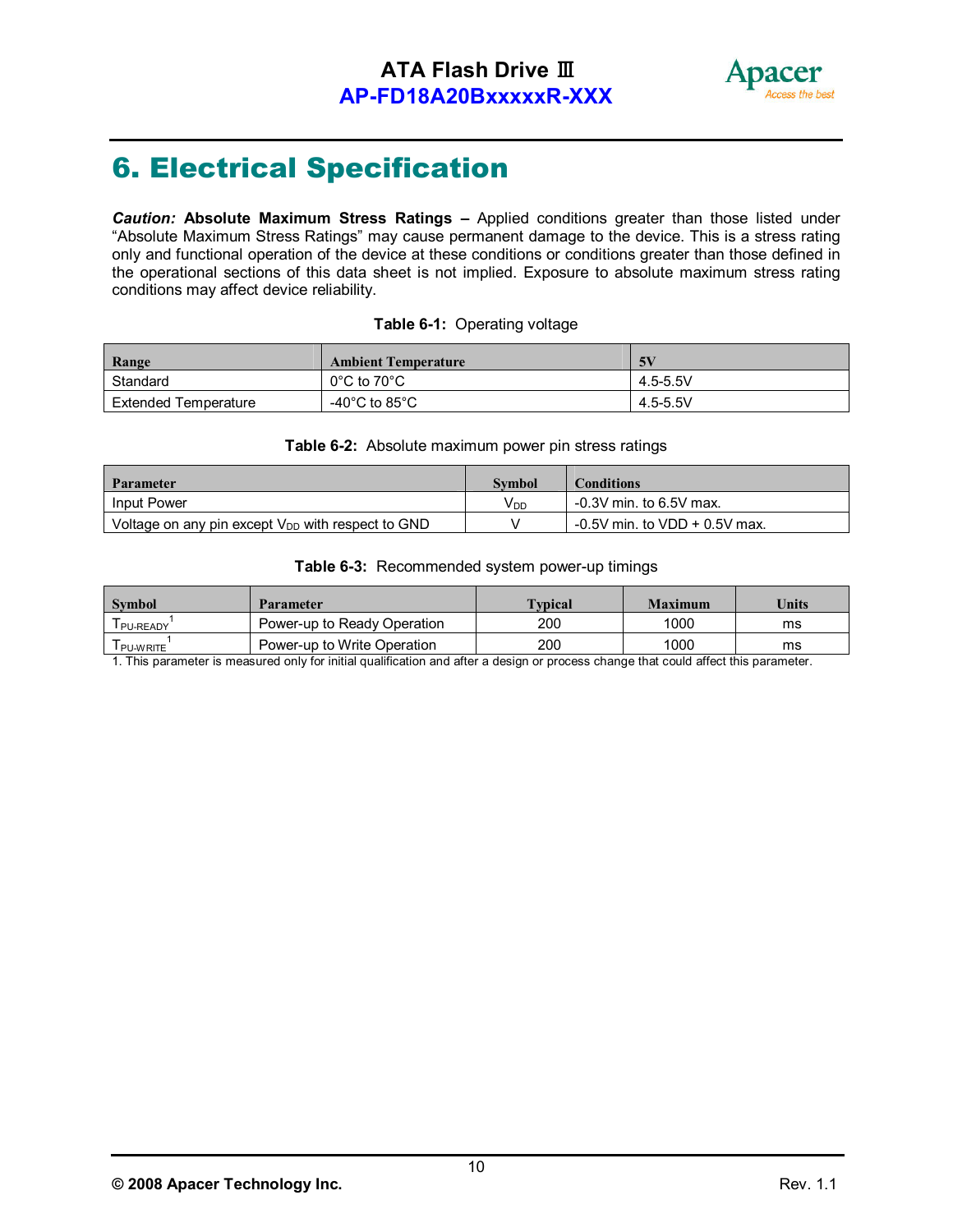# 6. Electrical Specification

***Caution:*** **Absolute Maximum Stress Ratings –** Applied conditions greater than those listed under "Absolute Maximum Stress Ratings" may cause permanent damage to the device. This is a stress rating only and functional operation of the device at these conditions or conditions greater than those defined in the operational sections of this data sheet is not implied. Exposure to absolute maximum stress rating conditions may affect device reliability.

**Table 6-1:** Operating voltage

| Range | Ambient Temperature | 5V |
|---|---|---|
| Standard | 0°C to 70°C | 4.5-5.5V |
| Extended Temperature | -40°C to 85°C | 4.5-5.5V |

**Table 6-2:** Absolute maximum power pin stress ratings

| Parameter | Symbol | Conditions |
|---|---|---|
| Input Power | $V_{DD}$ | -0.3V min. to 6.5V max. |
| Voltage on any pin except $V_{DD}$ with respect to GND | V | -0.5V min. to VDD + 0.5V max. |

**Table 6-3:** Recommended system power-up timings

| Symbol | Parameter | Typical | Maximum | Units |
|---|---|---|---|---|
| $T_{PU-READY}$ [1] | Power-up to Ready Operation | 200 | 1000 | ms |
| $T_{PU-WRITE}$ [1] | Power-up to Write Operation | 200 | 1000 | ms |

1. This parameter is measured only for initial qualification and after a design or process change that could affect this parameter.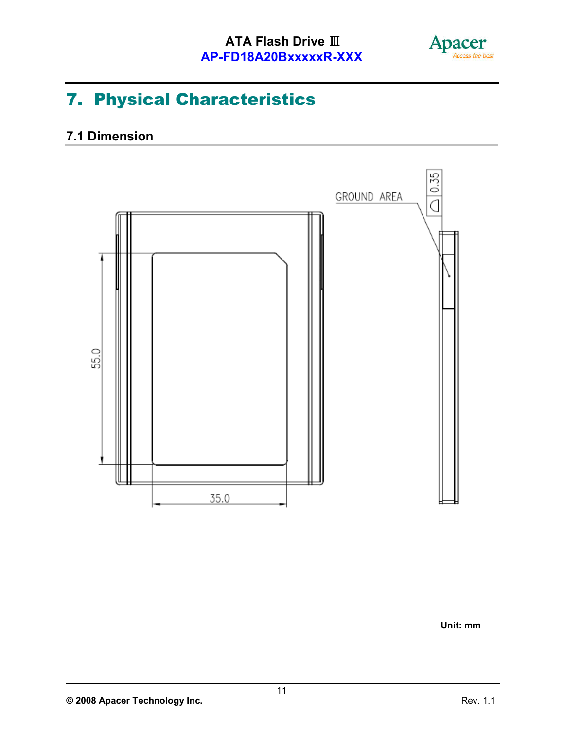# 7. Physical Characteristics

## 7.1 Dimension

GROUND AREA

0.35

55.0

35.0

Unit: mm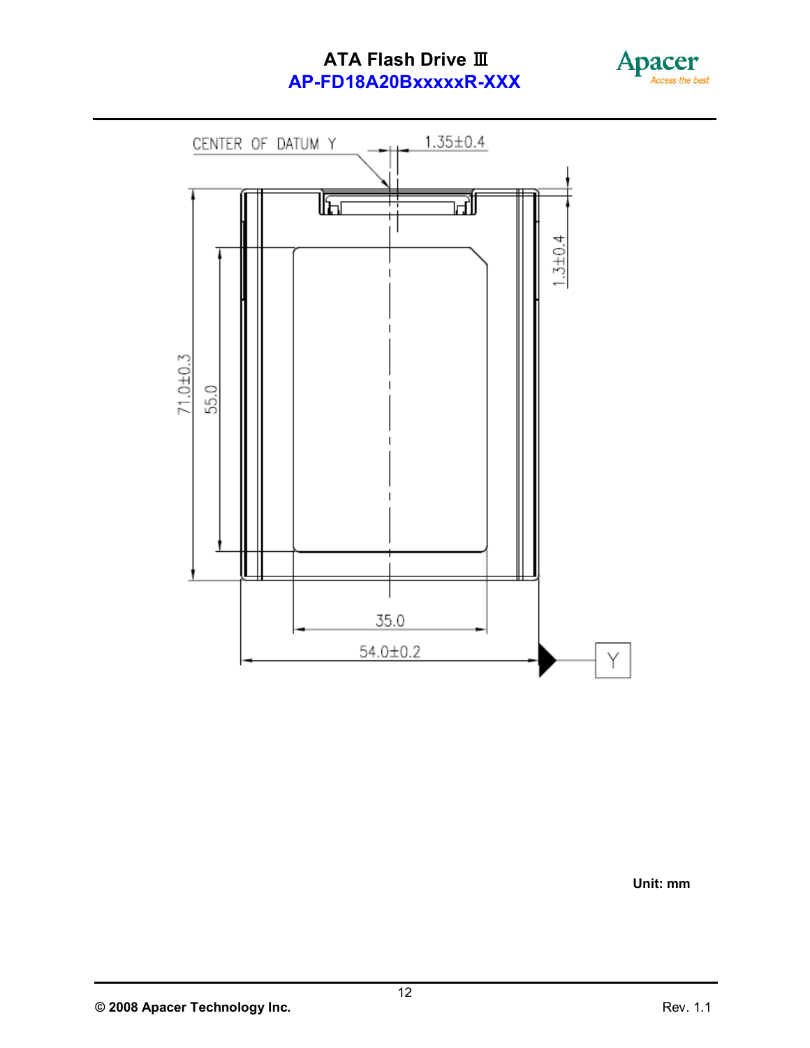CENTER OF DATUM Y

1.35±0.4

1.3±0.4

71.0±0.3

55.0

35.0

54.0±0.2

Y

Unit: mm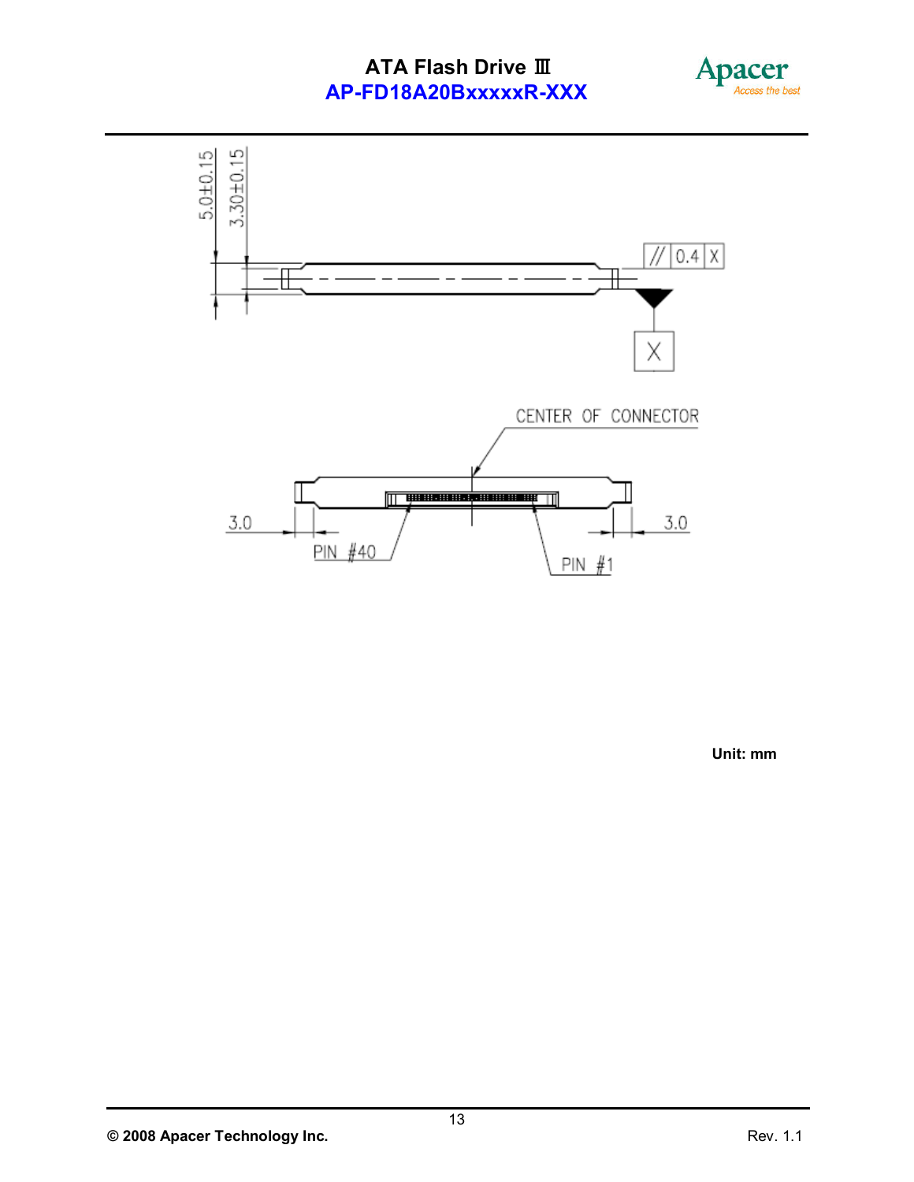5.0±0.15

3.30±0.15

// 0.4 X

X

CENTER OF CONNECTOR

3.0

3.0

PIN #40

PIN #1

**Unit: mm**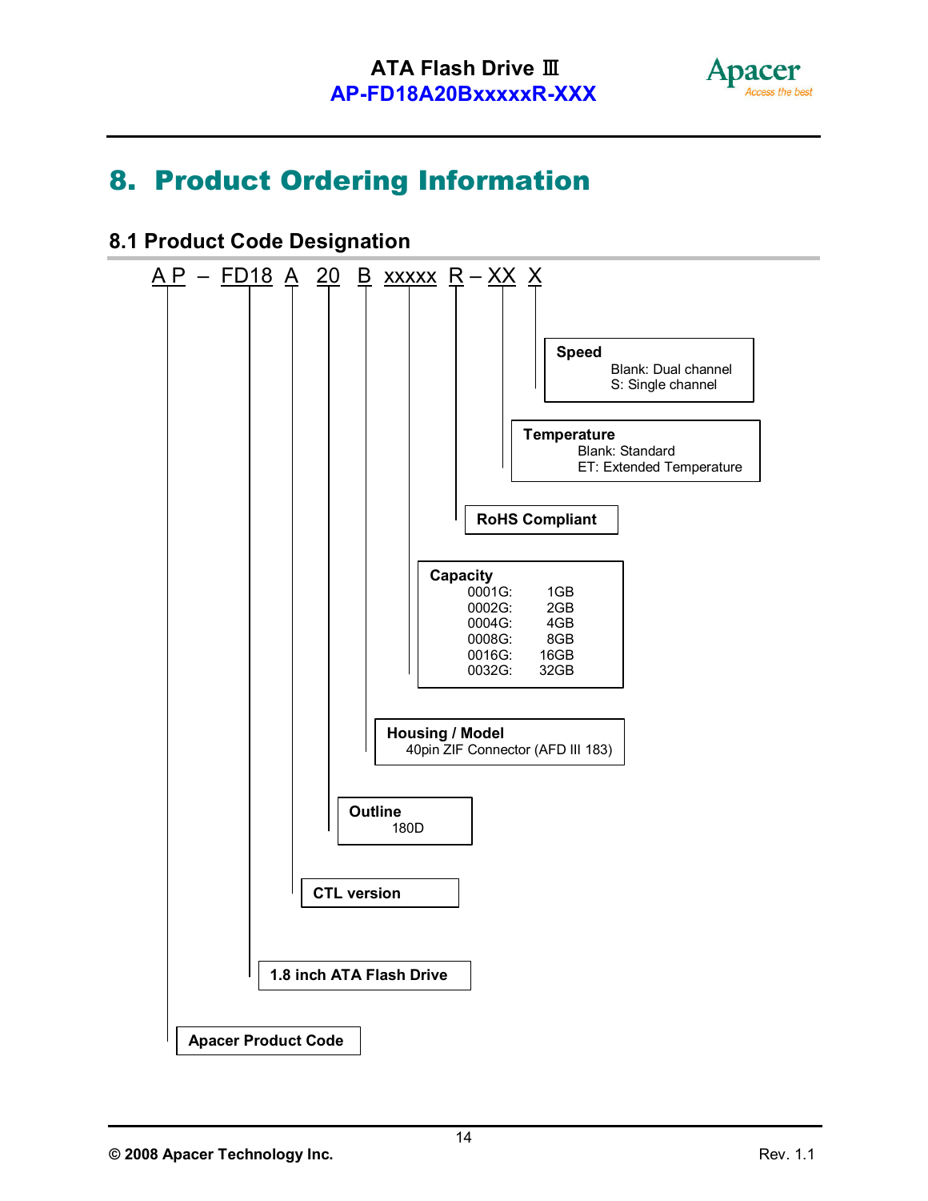# 8. Product Ordering Information

## 8.1 Product Code Designation

A P – FD18 A 20 B xxxxx R – XX X

| Code | Meaning |
|---|---|
| AP | Apacer Product Code |
| FD18 | 1.8 inch ATA Flash Drive |
| A | CTL version |
| 20 | **Outline**<br>180D |
| B | **Housing / Model**<br>40pin ZIF Connector (AFD III 183) |
| xxxxx | **Capacity**<br>0001G: 1GB<br>0002G: 2GB<br>0004G: 4GB<br>0008G: 8GB<br>0016G: 16GB<br>0032G: 32GB |
| R | RoHS Compliant |
| XX | **Temperature**<br>Blank: Standard<br>ET: Extended Temperature |
| X | **Speed**<br>Blank: Dual channel<br>S: Single channel |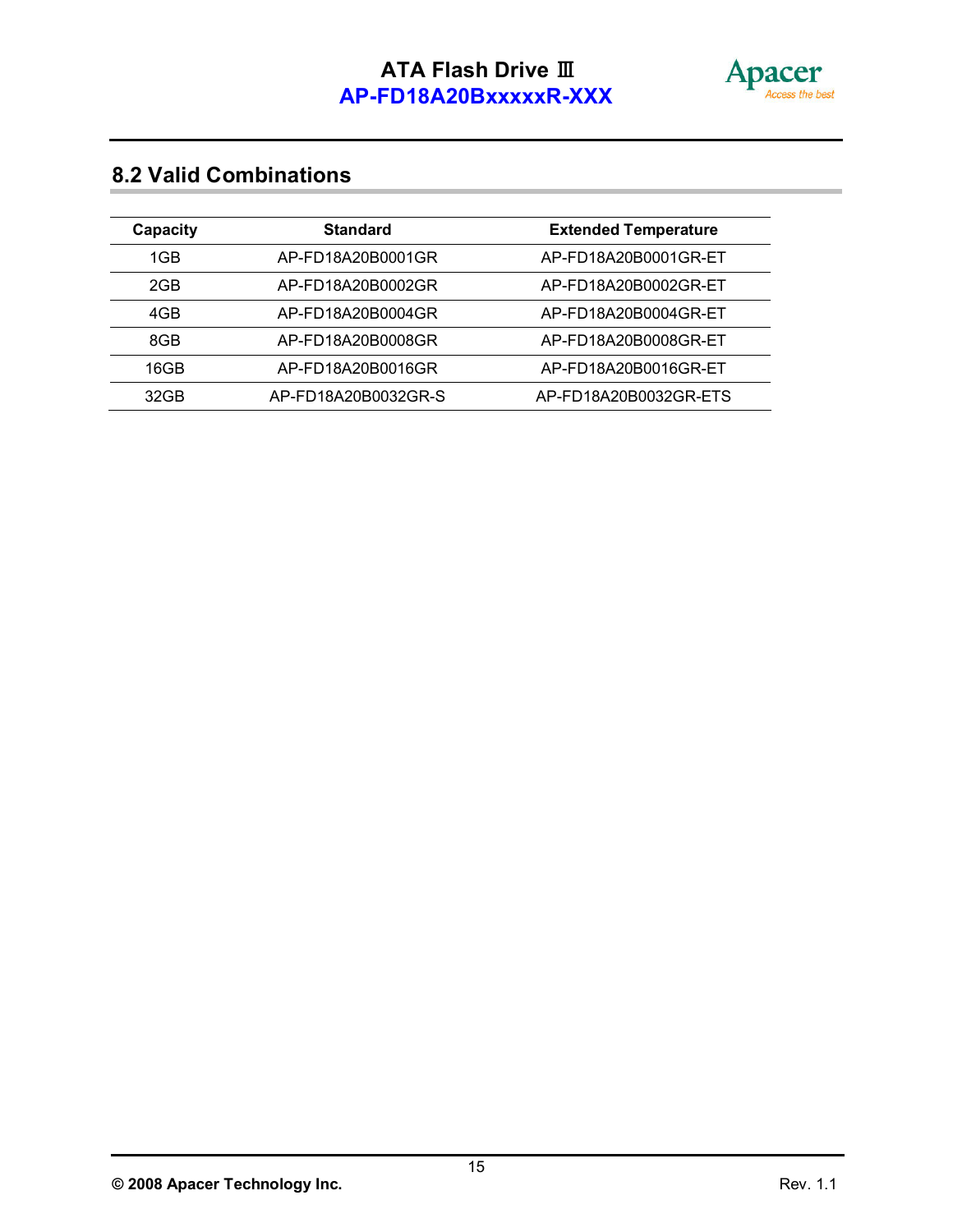## 8.2 Valid Combinations

| Capacity | Standard | Extended Temperature |
|---|---|---|
| 1GB | AP-FD18A20B0001GR | AP-FD18A20B0001GR-ET |
| 2GB | AP-FD18A20B0002GR | AP-FD18A20B0002GR-ET |
| 4GB | AP-FD18A20B0004GR | AP-FD18A20B0004GR-ET |
| 8GB | AP-FD18A20B0008GR | AP-FD18A20B0008GR-ET |
| 16GB | AP-FD18A20B0016GR | AP-FD18A20B0016GR-ET |
| 32GB | AP-FD18A20B0032GR-S | AP-FD18A20B0032GR-ETS |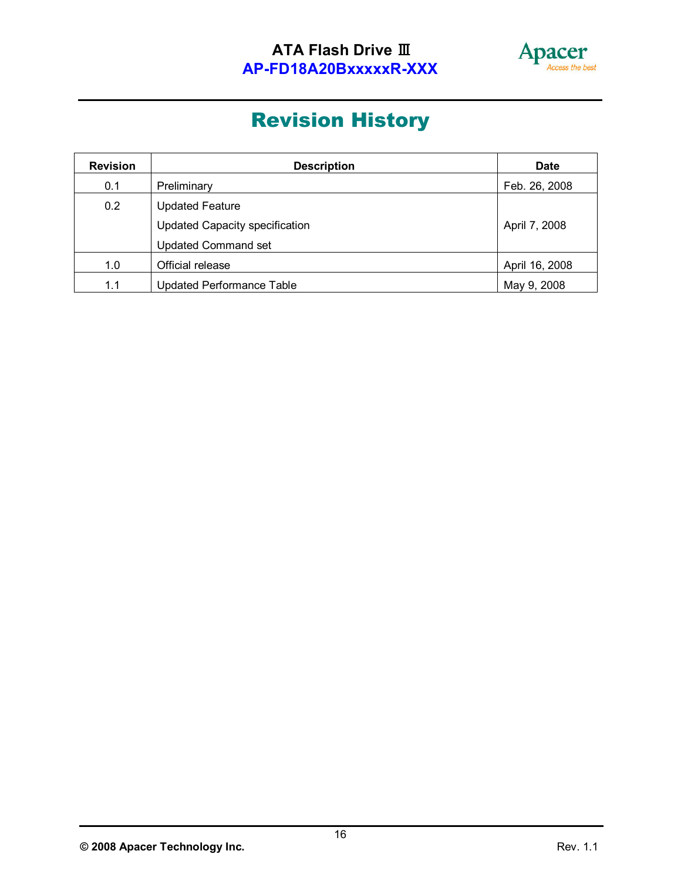# Revision History

| Revision | Description | Date |
|---|---|---|
| 0.1 | Preliminary | Feb. 26, 2008 |
| 0.2 | Updated Feature<br>Updated Capacity specification<br>Updated Command set | April 7, 2008 |
| 1.0 | Official release | April 16, 2008 |
| 1.1 | Updated Performance Table | May 9, 2008 |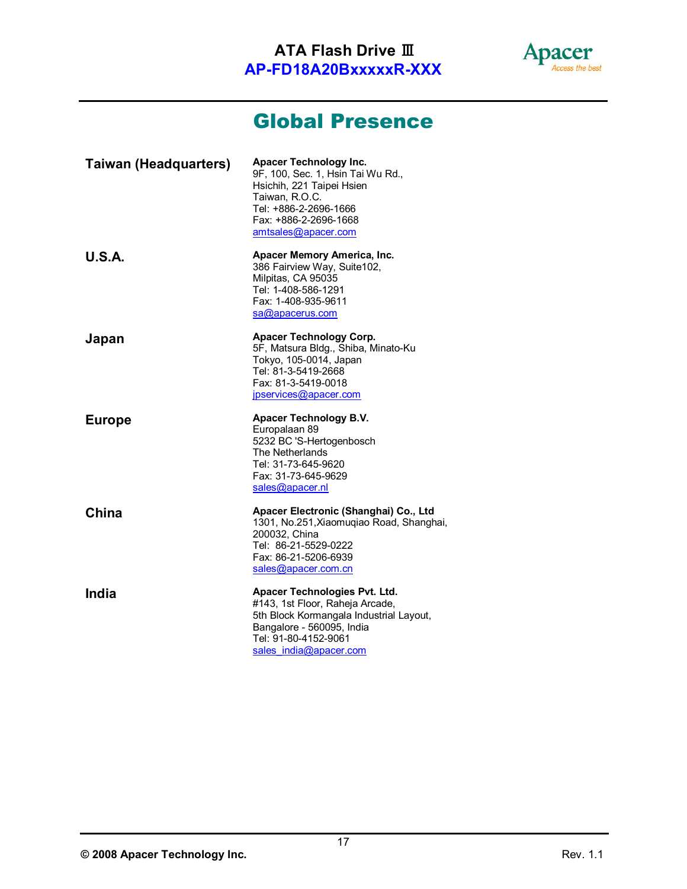# Global Presence

**Taiwan (Headquarters)**

**Apacer Technology Inc.**
9F, 100, Sec. 1, Hsin Tai Wu Rd.,
Hsichih, 221 Taipei Hsien
Taiwan, R.O.C.
Tel: +886-2-2696-1666
Fax: +886-2-2696-1668
amtsales@apacer.com

**U.S.A.**

**Apacer Memory America, Inc.**
386 Fairview Way, Suite102,
Milpitas, CA 95035
Tel: 1-408-586-1291
Fax: 1-408-935-9611
sa@apacerus.com

**Japan**

**Apacer Technology Corp.**
5F, Matsura Bldg., Shiba, Minato-Ku
Tokyo, 105-0014, Japan
Tel: 81-3-5419-2668
Fax: 81-3-5419-0018
jpservices@apacer.com

**Europe**

**Apacer Technology B.V.**
Europalaan 89
5232 BC 'S-Hertogenbosch
The Netherlands
Tel: 31-73-645-9620
Fax: 31-73-645-9629
sales@apacer.nl

**China**

**Apacer Electronic (Shanghai) Co., Ltd**
1301, No.251,Xiaomuqiao Road, Shanghai,
200032, China
Tel: 86-21-5529-0222
Fax: 86-21-5206-6939
sales@apacer.com.cn

**India**

**Apacer Technologies Pvt. Ltd.**
#143, 1st Floor, Raheja Arcade,
5th Block Kormangala Industrial Layout,
Bangalore - 560095, India
Tel: 91-80-4152-9061
sales_india@apacer.com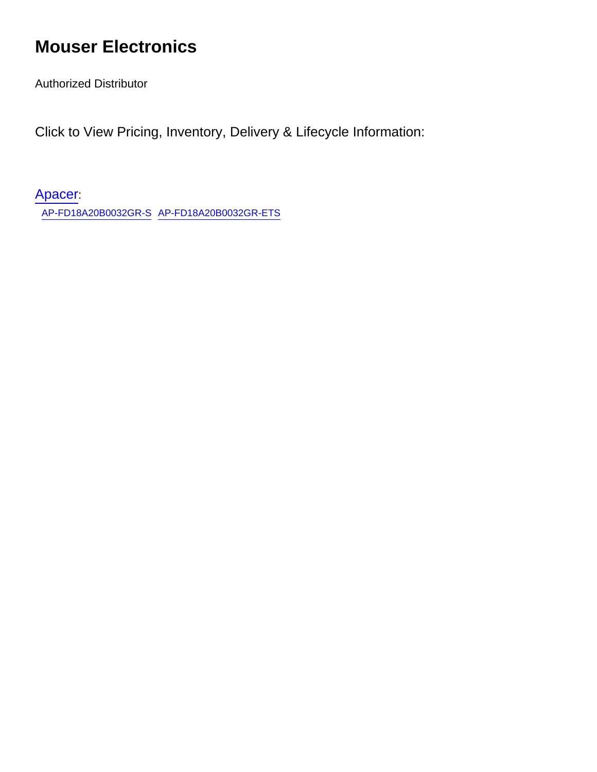# Mouser Electronics

Authorized Distributor

Click to View Pricing, Inventory, Delivery & Lifecycle Information:

Apacer:

AP-FD18A20B0032GR-S AP-FD18A20B0032GR-ETS